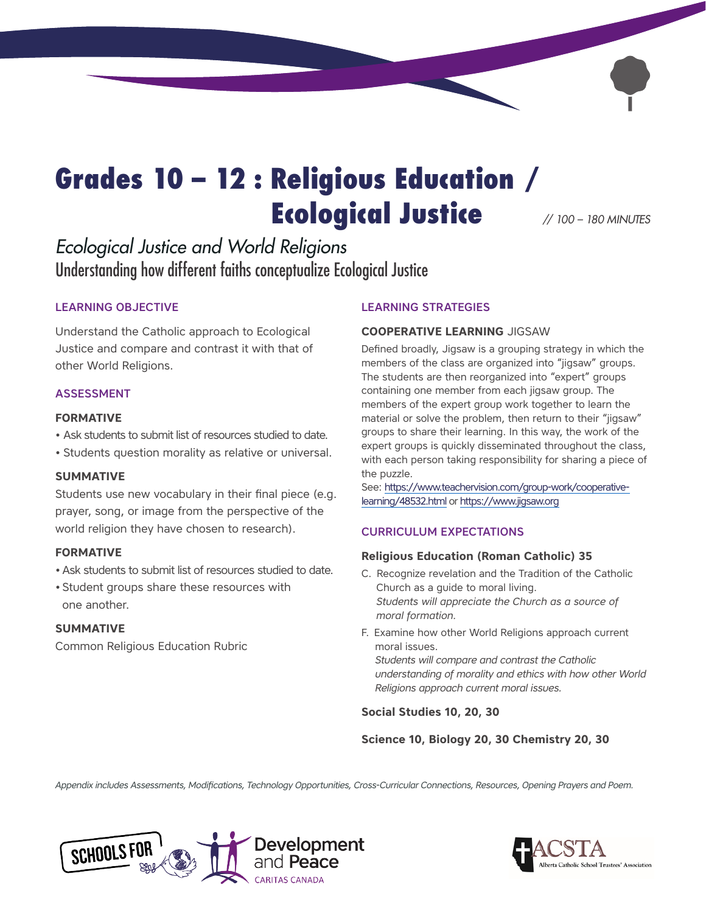# Grades 10 – 12 : Religious Education / Ecological Justice

// 100 – 180 MINUTES

## *Ecological Justice and World Religions*

Understanding how different faiths conceptualize Ecological Justice

### LEARNING OBJECTIVE

Understand the Catholic approach to Ecological Justice and compare and contrast it with that of other World Religions.

### ASSESSMENT

**FORMATIVE**

- Ask students to submit list of resources studied to date.
- Students question morality as relative or universal.

**SUMMATIVE**

Students use new vocabulary in their final piece (e.g. prayer, song, or image from the perspective of the world religion they have chosen to research).

**FORMATIVE**

- Ask students to submit list of resources studied to date.
- Student groups share these resources with one another.

**SUMMATIVE**

Common Religious Education Rubric

### LEARNING STRATEGIES

**COOPERATIVE LEARNING** JIGSAW

Defined broadly, Jigsaw is a grouping strategy in which the members of the class are organized into "jigsaw" groups. The students are then reorganized into "expert" groups containing one member from each jigsaw group. The members of the expert group work together to learn the material or solve the problem, then return to their "jigsaw" groups to share their learning. In this way, the work of the expert groups is quickly disseminated throughout the class, with each person taking responsibility for sharing a piece of the puzzle.

See: https://www.teachervision.com/group-work/cooperative-learning/48532.html or https://www.jigsaw.org

### CURRICULUM EXPECTATIONS

**Religious Education (Roman Catholic) 35**

C. Recognize revelation and the Tradition of the Catholic Church as a guide to moral living.
*Students will appreciate the Church as a source of moral formation.*

F. Examine how other World Religions approach current moral issues.
*Students will compare and contrast the Catholic understanding of morality and ethics with how other World Religions approach current moral issues.*

**Social Studies 10, 20, 30**

**Science 10, Biology 20, 30 Chemistry 20, 30**

*Appendix includes Assessments, Modifications, Technology Opportunities, Cross-Curricular Connections, Resources, Opening Prayers and Poem.*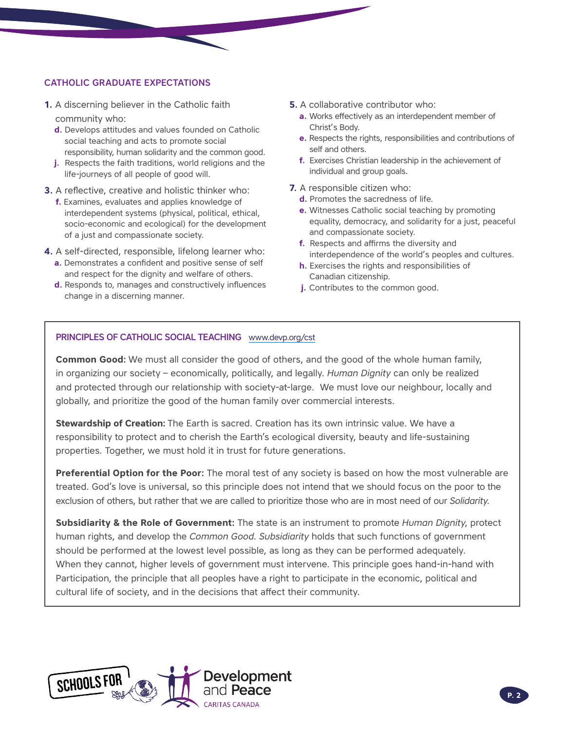## CATHOLIC GRADUATE EXPECTATIONS

**1.** A discerning believer in the Catholic faith community who:

- **d.** Develops attitudes and values founded on Catholic social teaching and acts to promote social responsibility, human solidarity and the common good.
- **j.** Respects the faith traditions, world religions and the life-journeys of all people of good will.

**3.** A reflective, creative and holistic thinker who:

- **f.** Examines, evaluates and applies knowledge of interdependent systems (physical, political, ethical, socio-economic and ecological) for the development of a just and compassionate society.

**4.** A self-directed, responsible, lifelong learner who:

- **a.** Demonstrates a confident and positive sense of self and respect for the dignity and welfare of others.
- **d.** Responds to, manages and constructively influences change in a discerning manner.

**5.** A collaborative contributor who:

- **a.** Works effectively as an interdependent member of Christ's Body.
- **e.** Respects the rights, responsibilities and contributions of self and others.
- **f.** Exercises Christian leadership in the achievement of individual and group goals.

**7.** A responsible citizen who:

- **d.** Promotes the sacredness of life.
- **e.** Witnesses Catholic social teaching by promoting equality, democracy, and solidarity for a just, peaceful and compassionate society.
- **f.** Respects and affirms the diversity and interdependence of the world's peoples and cultures.
- **h.** Exercises the rights and responsibilities of Canadian citizenship.
- **j.** Contributes to the common good.

## PRINCIPLES OF CATHOLIC SOCIAL TEACHING www.devp.org/cst

**Common Good:** We must all consider the good of others, and the good of the whole human family, in organizing our society – economically, politically, and legally. *Human Dignity* can only be realized and protected through our relationship with society-at-large. We must love our neighbour, locally and globally, and prioritize the good of the human family over commercial interests.

**Stewardship of Creation:** The Earth is sacred. Creation has its own intrinsic value. We have a responsibility to protect and to cherish the Earth's ecological diversity, beauty and life-sustaining properties. Together, we must hold it in trust for future generations.

**Preferential Option for the Poor:** The moral test of any society is based on how the most vulnerable are treated. God's love is universal, so this principle does not intend that we should focus on the poor to the exclusion of others, but rather that we are called to prioritize those who are in most need of our *Solidarity*.

**Subsidiarity & the Role of Government:** The state is an instrument to promote *Human Dignity*, protect human rights, and develop the *Common Good*. *Subsidiarity* holds that such functions of government should be performed at the lowest level possible, as long as they can be performed adequately. When they cannot, higher levels of government must intervene. This principle goes hand-in-hand with Participation, the principle that all peoples have a right to participate in the economic, political and cultural life of society, and in the decisions that affect their community.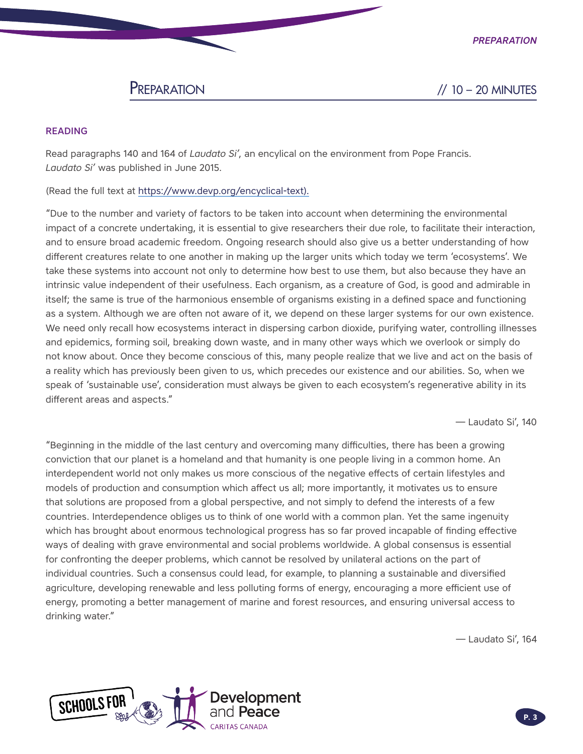## Preparation // 10 – 20 MINUTES

### READING

Read paragraphs 140 and 164 of *Laudato Si'*, an encyclical on the environment from Pope Francis. *Laudato Si'* was published in June 2015.

(Read the full text at https://www.devp.org/encyclical-text).

"Due to the number and variety of factors to be taken into account when determining the environmental impact of a concrete undertaking, it is essential to give researchers their due role, to facilitate their interaction, and to ensure broad academic freedom. Ongoing research should also give us a better understanding of how different creatures relate to one another in making up the larger units which today we term 'ecosystems'. We take these systems into account not only to determine how best to use them, but also because they have an intrinsic value independent of their usefulness. Each organism, as a creature of God, is good and admirable in itself; the same is true of the harmonious ensemble of organisms existing in a defined space and functioning as a system. Although we are often not aware of it, we depend on these larger systems for our own existence. We need only recall how ecosystems interact in dispersing carbon dioxide, purifying water, controlling illnesses and epidemics, forming soil, breaking down waste, and in many other ways which we overlook or simply do not know about. Once they become conscious of this, many people realize that we live and act on the basis of a reality which has previously been given to us, which precedes our existence and our abilities. So, when we speak of 'sustainable use', consideration must always be given to each ecosystem's regenerative ability in its different areas and aspects."

— Laudato Si', 140

"Beginning in the middle of the last century and overcoming many difficulties, there has been a growing conviction that our planet is a homeland and that humanity is one people living in a common home. An interdependent world not only makes us more conscious of the negative effects of certain lifestyles and models of production and consumption which affect us all; more importantly, it motivates us to ensure that solutions are proposed from a global perspective, and not simply to defend the interests of a few countries. Interdependence obliges us to think of one world with a common plan. Yet the same ingenuity which has brought about enormous technological progress has so far proved incapable of finding effective ways of dealing with grave environmental and social problems worldwide. A global consensus is essential for confronting the deeper problems, which cannot be resolved by unilateral actions on the part of individual countries. Such a consensus could lead, for example, to planning a sustainable and diversified agriculture, developing renewable and less polluting forms of energy, encouraging a more efficient use of energy, promoting a better management of marine and forest resources, and ensuring universal access to drinking water."

— Laudato Si', 164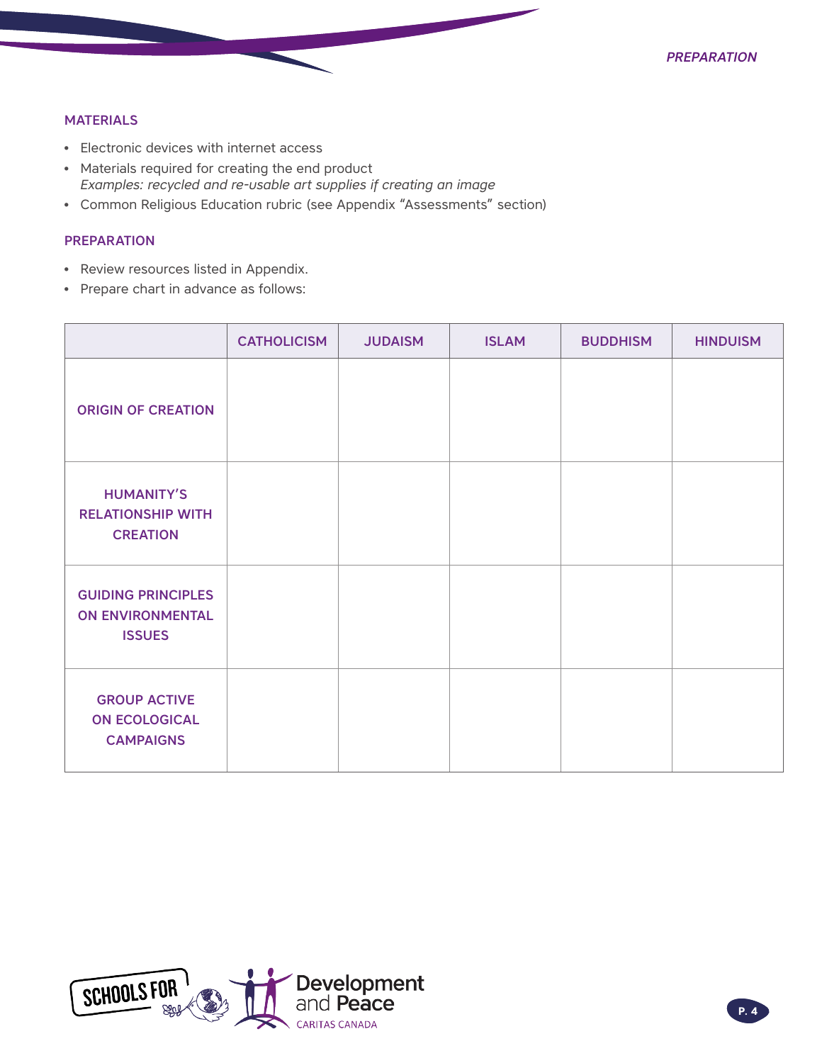## MATERIALS

- Electronic devices with internet access
- Materials required for creating the end product
  *Examples: recycled and re-usable art supplies if creating an image*
- Common Religious Education rubric (see Appendix “Assessments” section)

## PREPARATION

- Review resources listed in Appendix.
- Prepare chart in advance as follows:

| | CATHOLICISM | JUDAISM | ISLAM | BUDDHISM | HINDUISM |
|---|---|---|---|---|---|
| ORIGIN OF CREATION | | | | | |
| HUMANITY’S RELATIONSHIP WITH CREATION | | | | | |
| GUIDING PRINCIPLES ON ENVIRONMENTAL ISSUES | | | | | |
| GROUP ACTIVE ON ECOLOGICAL CAMPAIGNS | | | | | |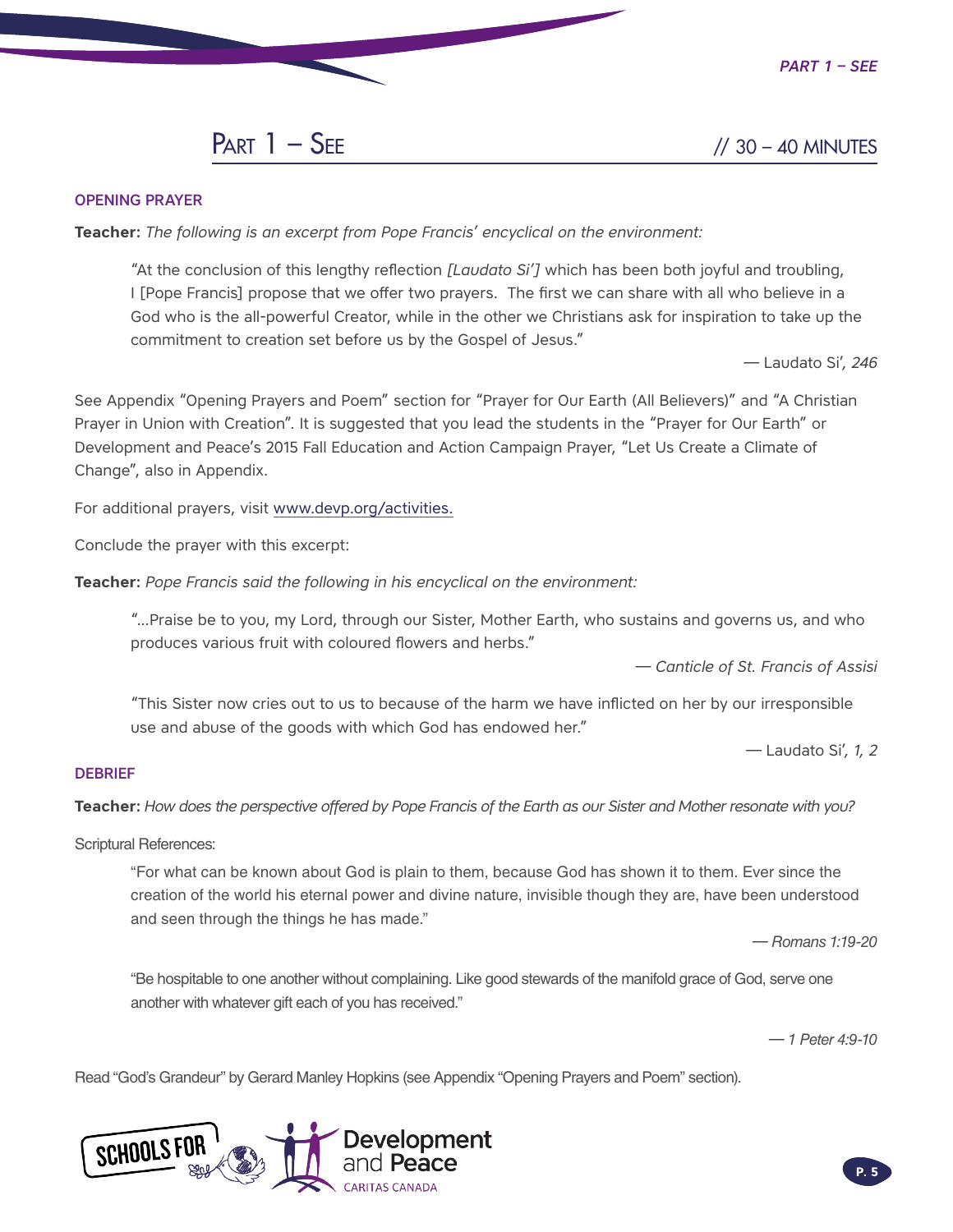## Part 1 – See // 30 – 40 MINUTES

### OPENING PRAYER

**Teacher:** *The following is an excerpt from Pope Francis' encyclical on the environment:*

> "At the conclusion of this lengthy reflection *[Laudato Si']* which has been both joyful and troubling, I [Pope Francis] propose that we offer two prayers. The first we can share with all who believe in a God who is the all-powerful Creator, while in the other we Christians ask for inspiration to take up the commitment to creation set before us by the Gospel of Jesus."
>
> — Laudato Si'*, 246*

See Appendix "Opening Prayers and Poem" section for "Prayer for Our Earth (All Believers)" and "A Christian Prayer in Union with Creation". It is suggested that you lead the students in the "Prayer for Our Earth" or Development and Peace's 2015 Fall Education and Action Campaign Prayer, "Let Us Create a Climate of Change", also in Appendix.

For additional prayers, visit www.devp.org/activities.

Conclude the prayer with this excerpt:

**Teacher:** *Pope Francis said the following in his encyclical on the environment:*

> "...Praise be to you, my Lord, through our Sister, Mother Earth, who sustains and governs us, and who produces various fruit with coloured flowers and herbs."
>
> *— Canticle of St. Francis of Assisi*

> "This Sister now cries out to us to because of the harm we have inflicted on her by our irresponsible use and abuse of the goods with which God has endowed her."
>
> — Laudato Si'*, 1, 2*

### DEBRIEF

**Teacher:** *How does the perspective offered by Pope Francis of the Earth as our Sister and Mother resonate with you?*

Scriptural References:

> "For what can be known about God is plain to them, because God has shown it to them. Ever since the creation of the world his eternal power and divine nature, invisible though they are, have been understood and seen through the things he has made."
>
> *— Romans 1:19-20*

> "Be hospitable to one another without complaining. Like good stewards of the manifold grace of God, serve one another with whatever gift each of you has received."
>
> *— 1 Peter 4:9-10*

Read "God's Grandeur" by Gerard Manley Hopkins (see Appendix "Opening Prayers and Poem" section).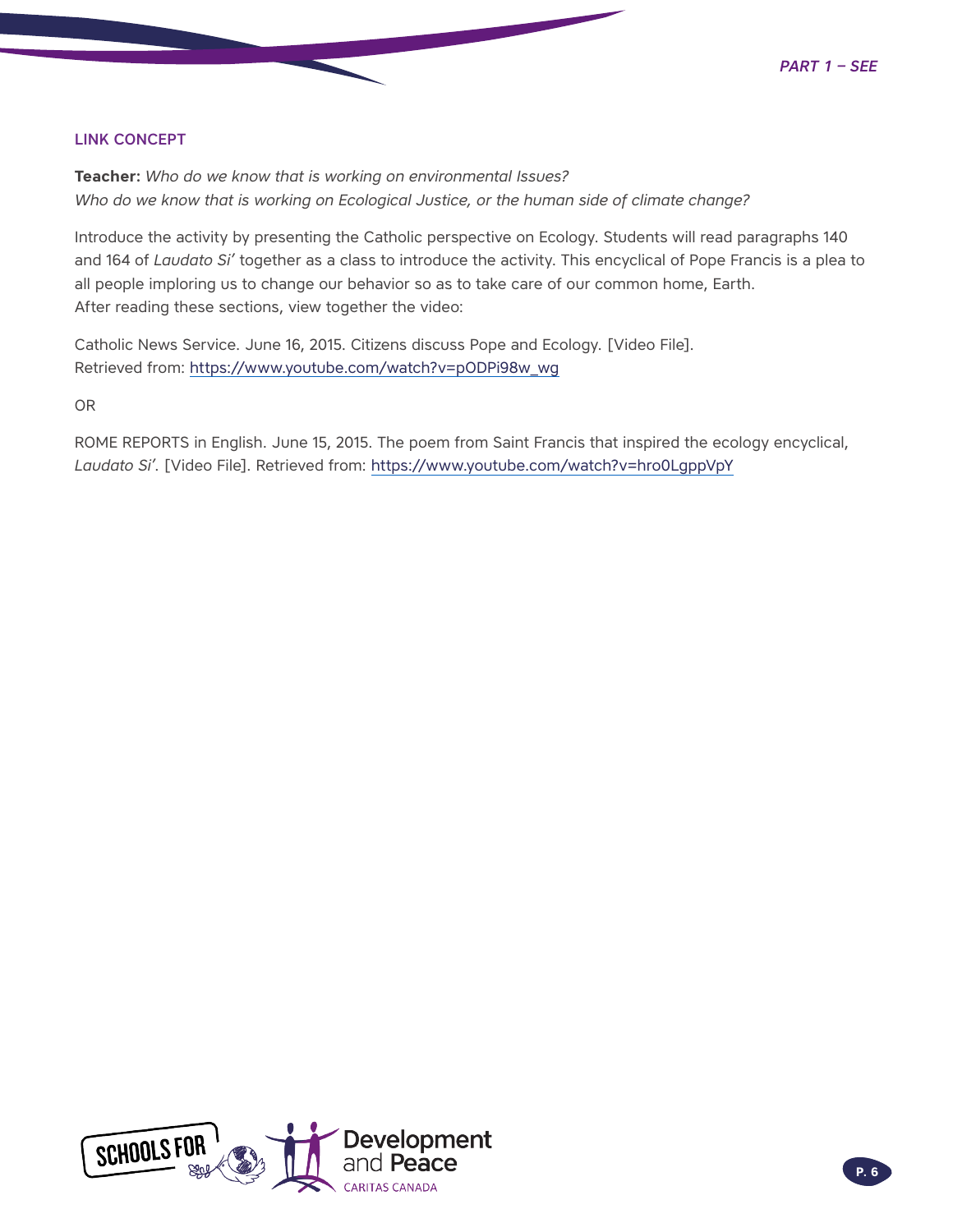## LINK CONCEPT

**Teacher:** *Who do we know that is working on environmental Issues?*
*Who do we know that is working on Ecological Justice, or the human side of climate change?*

Introduce the activity by presenting the Catholic perspective on Ecology. Students will read paragraphs 140 and 164 of *Laudato Si'* together as a class to introduce the activity. This encyclical of Pope Francis is a plea to all people imploring us to change our behavior so as to take care of our common home, Earth.
After reading these sections, view together the video:

Catholic News Service. June 16, 2015. Citizens discuss Pope and Ecology. [Video File].
Retrieved from: https://www.youtube.com/watch?v=pODPi98w_wg

OR

ROME REPORTS in English. June 15, 2015. The poem from Saint Francis that inspired the ecology encyclical, *Laudato Si'*. [Video File]. Retrieved from: https://www.youtube.com/watch?v=hro0LgppVpY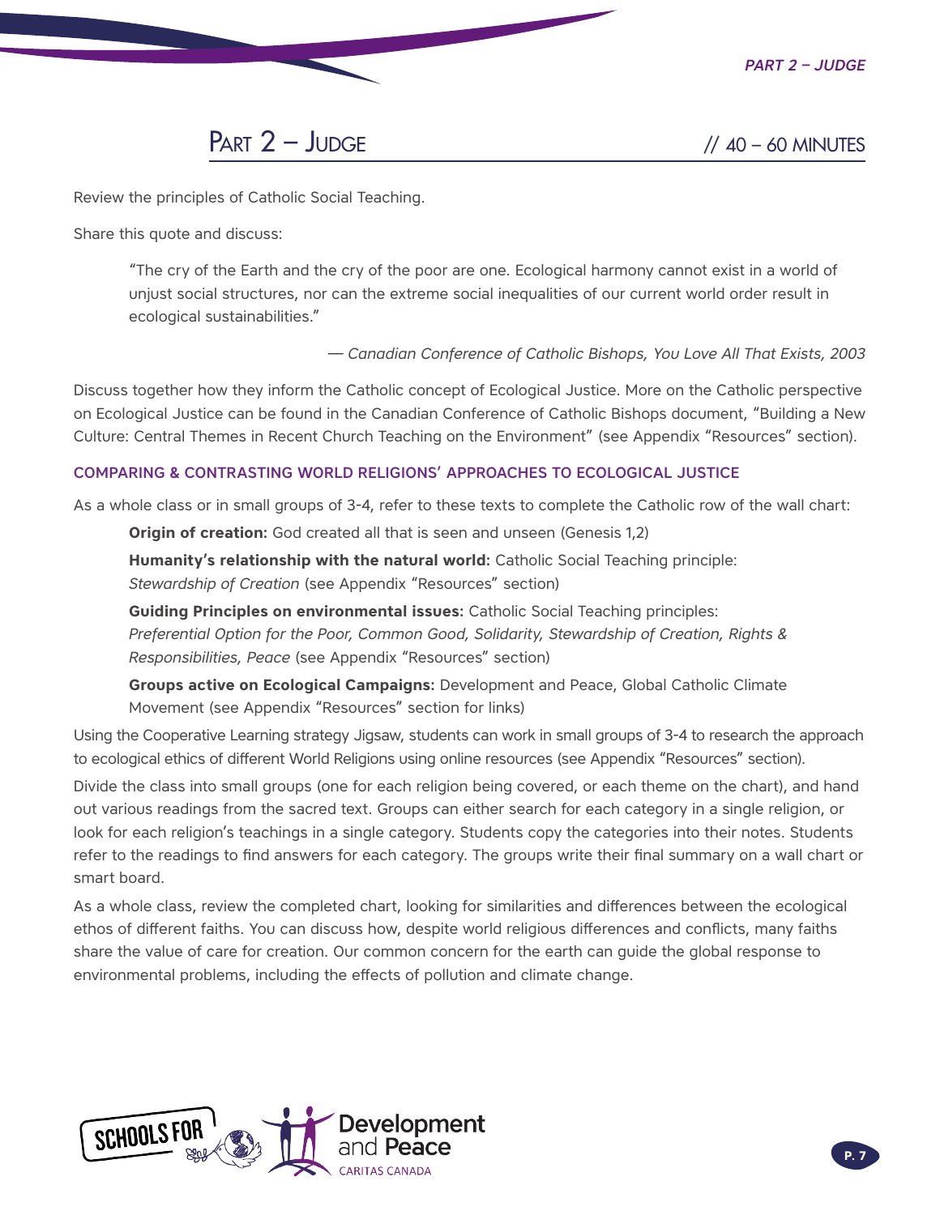## Part 2 – Judge // 40 – 60 MINUTES

Review the principles of Catholic Social Teaching.

Share this quote and discuss:

> "The cry of the Earth and the cry of the poor are one. Ecological harmony cannot exist in a world of unjust social structures, nor can the extreme social inequalities of our current world order result in ecological sustainabilities."
>
> — *Canadian Conference of Catholic Bishops, You Love All That Exists, 2003*

Discuss together how they inform the Catholic concept of Ecological Justice. More on the Catholic perspective on Ecological Justice can be found in the Canadian Conference of Catholic Bishops document, "Building a New Culture: Central Themes in Recent Church Teaching on the Environment" (see Appendix "Resources" section).

### COMPARING & CONTRASTING WORLD RELIGIONS' APPROACHES TO ECOLOGICAL JUSTICE

As a whole class or in small groups of 3-4, refer to these texts to complete the Catholic row of the wall chart:

**Origin of creation:** God created all that is seen and unseen (Genesis 1,2)

**Humanity's relationship with the natural world:** Catholic Social Teaching principle: *Stewardship of Creation* (see Appendix "Resources" section)

**Guiding Principles on environmental issues:** Catholic Social Teaching principles: *Preferential Option for the Poor, Common Good, Solidarity, Stewardship of Creation, Rights & Responsibilities, Peace* (see Appendix "Resources" section)

**Groups active on Ecological Campaigns:** Development and Peace, Global Catholic Climate Movement (see Appendix "Resources" section for links)

Using the Cooperative Learning strategy Jigsaw, students can work in small groups of 3-4 to research the approach to ecological ethics of different World Religions using online resources (see Appendix "Resources" section).

Divide the class into small groups (one for each religion being covered, or each theme on the chart), and hand out various readings from the sacred text. Groups can either search for each category in a single religion, or look for each religion's teachings in a single category. Students copy the categories into their notes. Students refer to the readings to find answers for each category. The groups write their final summary on a wall chart or smart board.

As a whole class, review the completed chart, looking for similarities and differences between the ecological ethos of different faiths. You can discuss how, despite world religious differences and conflicts, many faiths share the value of care for creation. Our common concern for the earth can guide the global response to environmental problems, including the effects of pollution and climate change.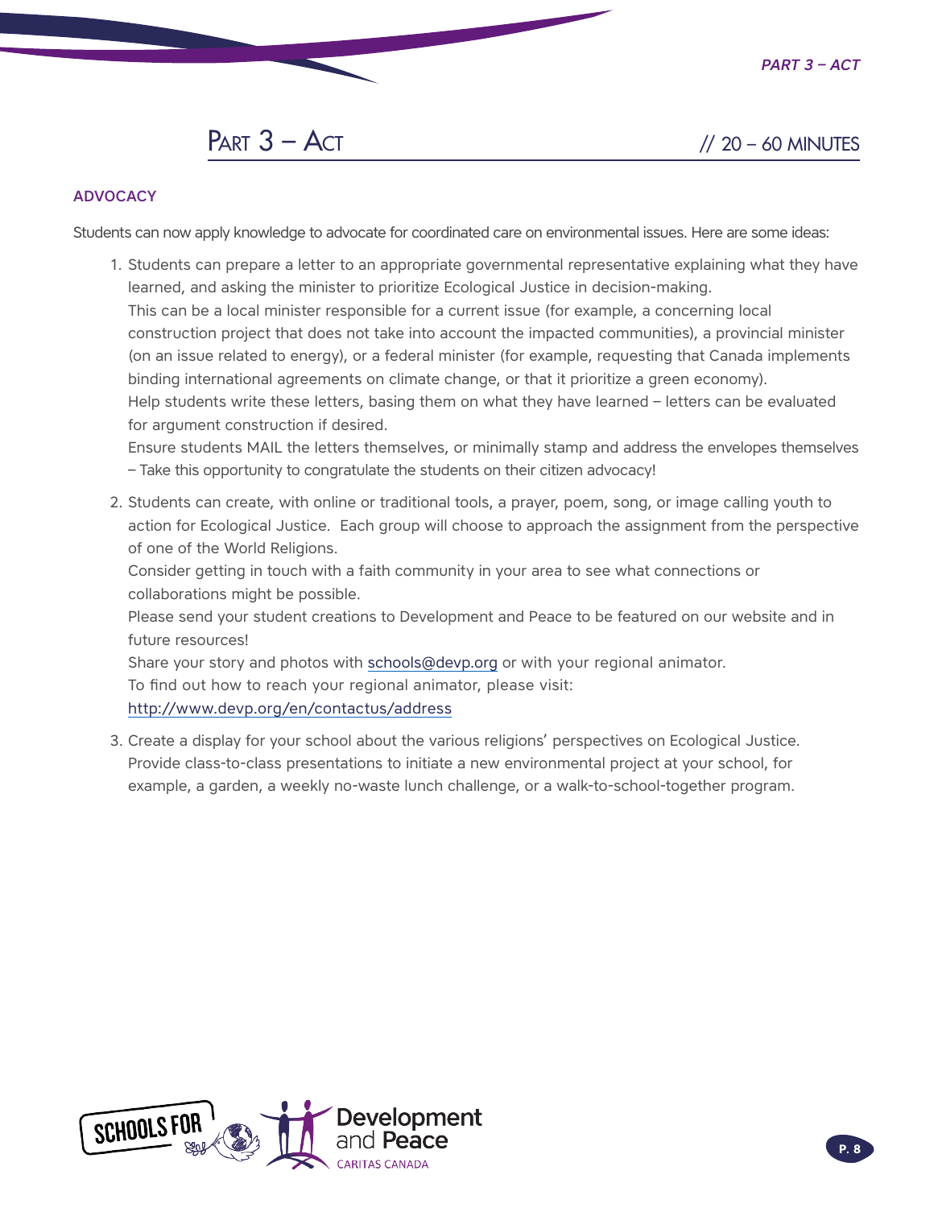## Part 3 – Act // 20 – 60 MINUTES

### ADVOCACY

Students can now apply knowledge to advocate for coordinated care on environmental issues. Here are some ideas:

1. Students can prepare a letter to an appropriate governmental representative explaining what they have learned, and asking the minister to prioritize Ecological Justice in decision-making.
   This can be a local minister responsible for a current issue (for example, a concerning local construction project that does not take into account the impacted communities), a provincial minister (on an issue related to energy), or a federal minister (for example, requesting that Canada implements binding international agreements on climate change, or that it prioritize a green economy).
   Help students write these letters, basing them on what they have learned – letters can be evaluated for argument construction if desired.
   Ensure students MAIL the letters themselves, or minimally stamp and address the envelopes themselves – Take this opportunity to congratulate the students on their citizen advocacy!

2. Students can create, with online or traditional tools, a prayer, poem, song, or image calling youth to action for Ecological Justice. Each group will choose to approach the assignment from the perspective of one of the World Religions.
   Consider getting in touch with a faith community in your area to see what connections or collaborations might be possible.
   Please send your student creations to Development and Peace to be featured on our website and in future resources!
   Share your story and photos with schools@devp.org or with your regional animator.
   To find out how to reach your regional animator, please visit:
   http://www.devp.org/en/contactus/address

3. Create a display for your school about the various religions' perspectives on Ecological Justice. Provide class-to-class presentations to initiate a new environmental project at your school, for example, a garden, a weekly no-waste lunch challenge, or a walk-to-school-together program.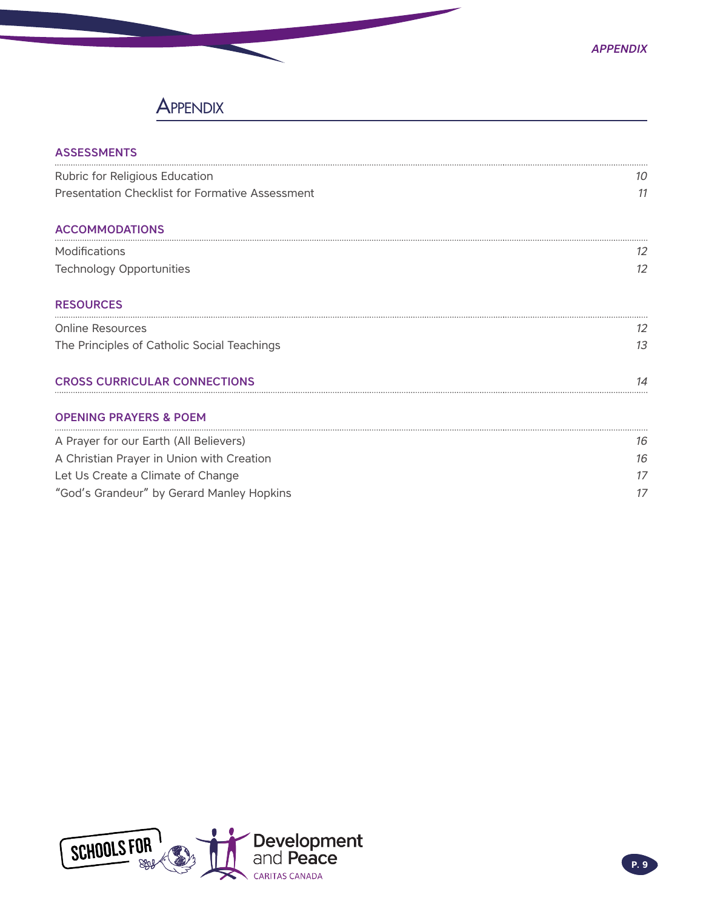# Appendix

## ASSESSMENTS

| | |
|---|---|
| Rubric for Religious Education | *10* |
| Presentation Checklist for Formative Assessment | *11* |

## ACCOMMODATIONS

| | |
|---|---|
| Modifications | *12* |
| Technology Opportunities | *12* |

## RESOURCES

| | |
|---|---|
| Online Resources | *12* |
| The Principles of Catholic Social Teachings | *13* |

## CROSS CURRICULAR CONNECTIONS *14*

## OPENING PRAYERS & POEM

| | |
|---|---|
| A Prayer for our Earth (All Believers) | *16* |
| A Christian Prayer in Union with Creation | *16* |
| Let Us Create a Climate of Change | *17* |
| "God's Grandeur" by Gerard Manley Hopkins | *17* |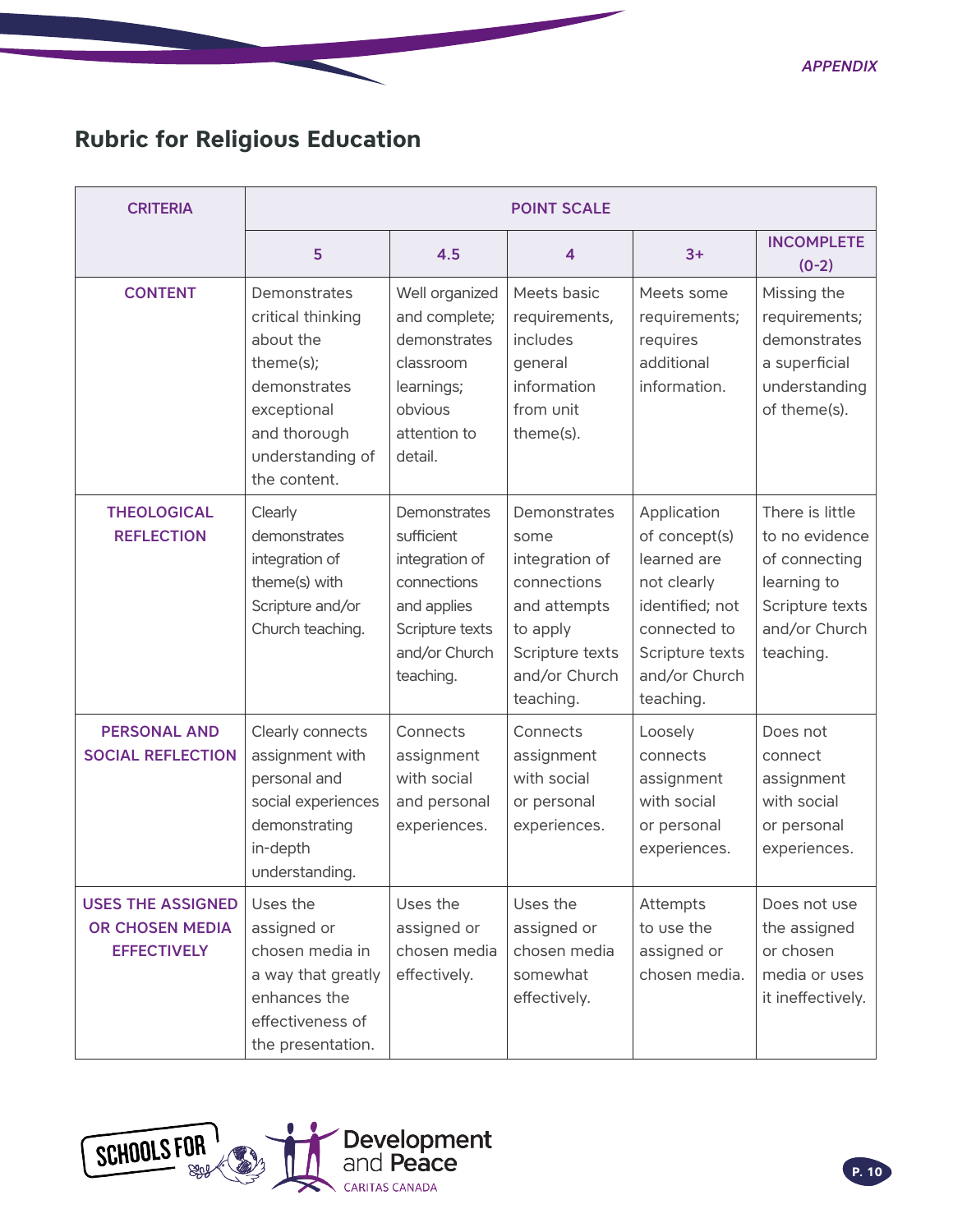## Rubric for Religious Education

| CRITERIA | POINT SCALE | | | | |
|---|---|---|---|---|---|
| | 5 | 4.5 | 4 | 3+ | INCOMPLETE (0-2) |
| CONTENT | Demonstrates critical thinking about the theme(s); demonstrates exceptional and thorough understanding of the content. | Well organized and complete; demonstrates classroom learnings; obvious attention to detail. | Meets basic requirements, includes general information from unit theme(s). | Meets some requirements; requires additional information. | Missing the requirements; demonstrates a superficial understanding of theme(s). |
| THEOLOGICAL REFLECTION | Clearly demonstrates integration of theme(s) with Scripture and/or Church teaching. | Demonstrates sufficient integration of connections and applies Scripture texts and/or Church teaching. | Demonstrates some integration of connections and attempts to apply Scripture texts and/or Church teaching. | Application of concept(s) learned are not clearly identified; not connected to Scripture texts and/or Church teaching. | There is little to no evidence of connecting learning to Scripture texts and/or Church teaching. |
| PERSONAL AND SOCIAL REFLECTION | Clearly connects assignment with personal and social experiences demonstrating in-depth understanding. | Connects assignment with social and personal experiences. | Connects assignment with social or personal experiences. | Loosely connects assignment with social or personal experiences. | Does not connect assignment with social or personal experiences. |
| USES THE ASSIGNED OR CHOSEN MEDIA EFFECTIVELY | Uses the assigned or chosen media in a way that greatly enhances the effectiveness of the presentation. | Uses the assigned or chosen media effectively. | Uses the assigned or chosen media somewhat effectively. | Attempts to use the assigned or chosen media. | Does not use the assigned or chosen media or uses it ineffectively. |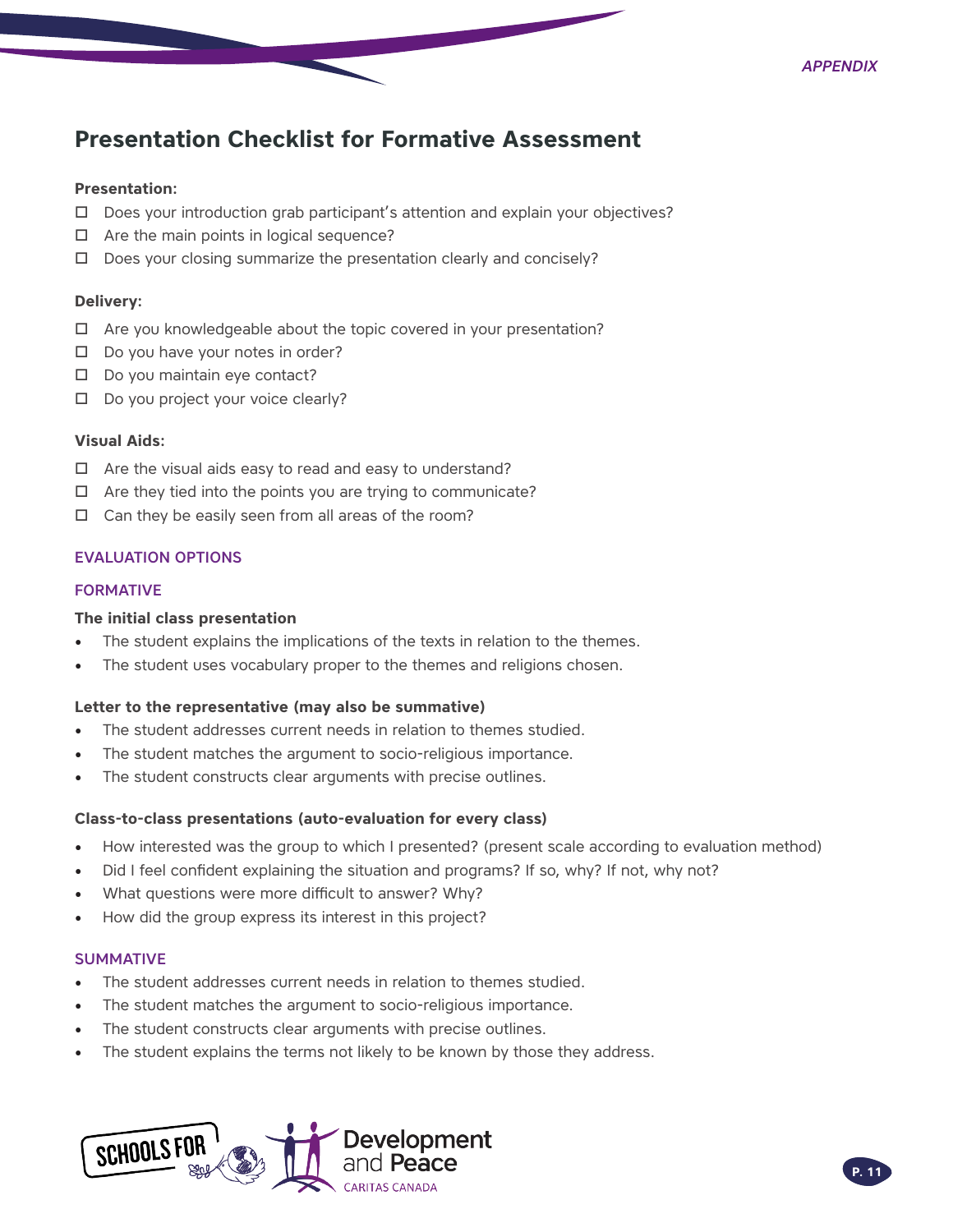## Presentation Checklist for Formative Assessment

**Presentation:**

- ☐ Does your introduction grab participant's attention and explain your objectives?
- ☐ Are the main points in logical sequence?
- ☐ Does your closing summarize the presentation clearly and concisely?

**Delivery:**

- ☐ Are you knowledgeable about the topic covered in your presentation?
- ☐ Do you have your notes in order?
- ☐ Do you maintain eye contact?
- ☐ Do you project your voice clearly?

**Visual Aids:**

- ☐ Are the visual aids easy to read and easy to understand?
- ☐ Are they tied into the points you are trying to communicate?
- ☐ Can they be easily seen from all areas of the room?

### EVALUATION OPTIONS

#### FORMATIVE

**The initial class presentation**

- The student explains the implications of the texts in relation to the themes.
- The student uses vocabulary proper to the themes and religions chosen.

**Letter to the representative (may also be summative)**

- The student addresses current needs in relation to themes studied.
- The student matches the argument to socio-religious importance.
- The student constructs clear arguments with precise outlines.

**Class-to-class presentations (auto-evaluation for every class)**

- How interested was the group to which I presented? (present scale according to evaluation method)
- Did I feel confident explaining the situation and programs? If so, why? If not, why not?
- What questions were more difficult to answer? Why?
- How did the group express its interest in this project?

#### SUMMATIVE

- The student addresses current needs in relation to themes studied.
- The student matches the argument to socio-religious importance.
- The student constructs clear arguments with precise outlines.
- The student explains the terms not likely to be known by those they address.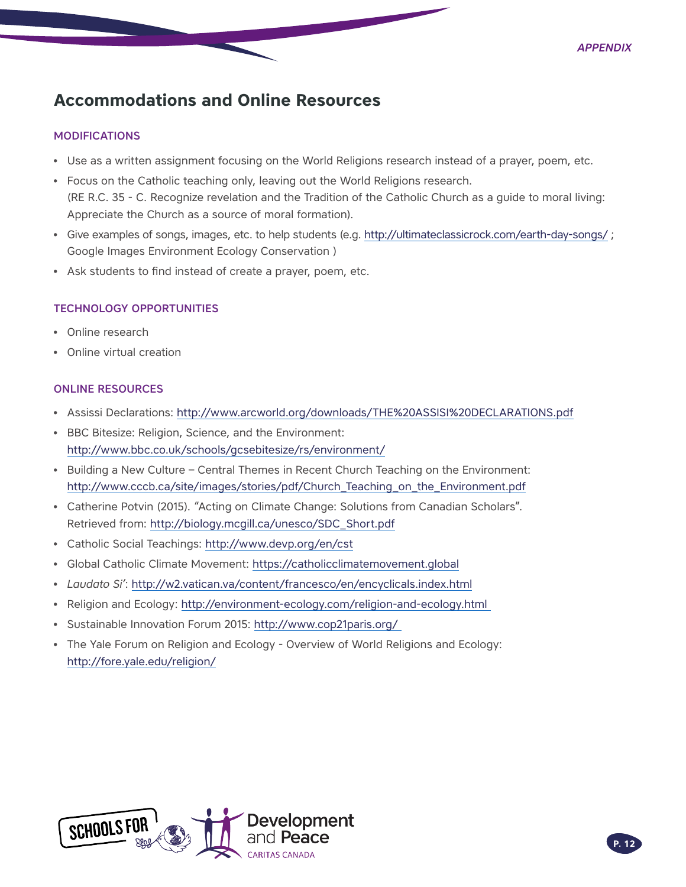## Accommodations and Online Resources

### MODIFICATIONS

- Use as a written assignment focusing on the World Religions research instead of a prayer, poem, etc.
- Focus on the Catholic teaching only, leaving out the World Religions research.
  (RE R.C. 35 - C. Recognize revelation and the Tradition of the Catholic Church as a guide to moral living: Appreciate the Church as a source of moral formation).
- Give examples of songs, images, etc. to help students (e.g. http://ultimateclassicrock.com/earth-day-songs/ ; Google Images Environment Ecology Conservation )
- Ask students to find instead of create a prayer, poem, etc.

### TECHNOLOGY OPPORTUNITIES

- Online research
- Online virtual creation

### ONLINE RESOURCES

- Assissi Declarations: http://www.arcworld.org/downloads/THE%20ASSISI%20DECLARATIONS.pdf
- BBC Bitesize: Religion, Science, and the Environment: http://www.bbc.co.uk/schools/gcsebitesize/rs/environment/
- Building a New Culture – Central Themes in Recent Church Teaching on the Environment: http://www.cccb.ca/site/images/stories/pdf/Church_Teaching_on_the_Environment.pdf
- Catherine Potvin (2015). "Acting on Climate Change: Solutions from Canadian Scholars". Retrieved from: http://biology.mcgill.ca/unesco/SDC_Short.pdf
- Catholic Social Teachings: http://www.devp.org/en/cst
- Global Catholic Climate Movement: https://catholicclimatemovement.global
- *Laudato Si'*: http://w2.vatican.va/content/francesco/en/encyclicals.index.html
- Religion and Ecology: http://environment-ecology.com/religion-and-ecology.html
- Sustainable Innovation Forum 2015: http://www.cop21paris.org/
- The Yale Forum on Religion and Ecology - Overview of World Religions and Ecology: http://fore.yale.edu/religion/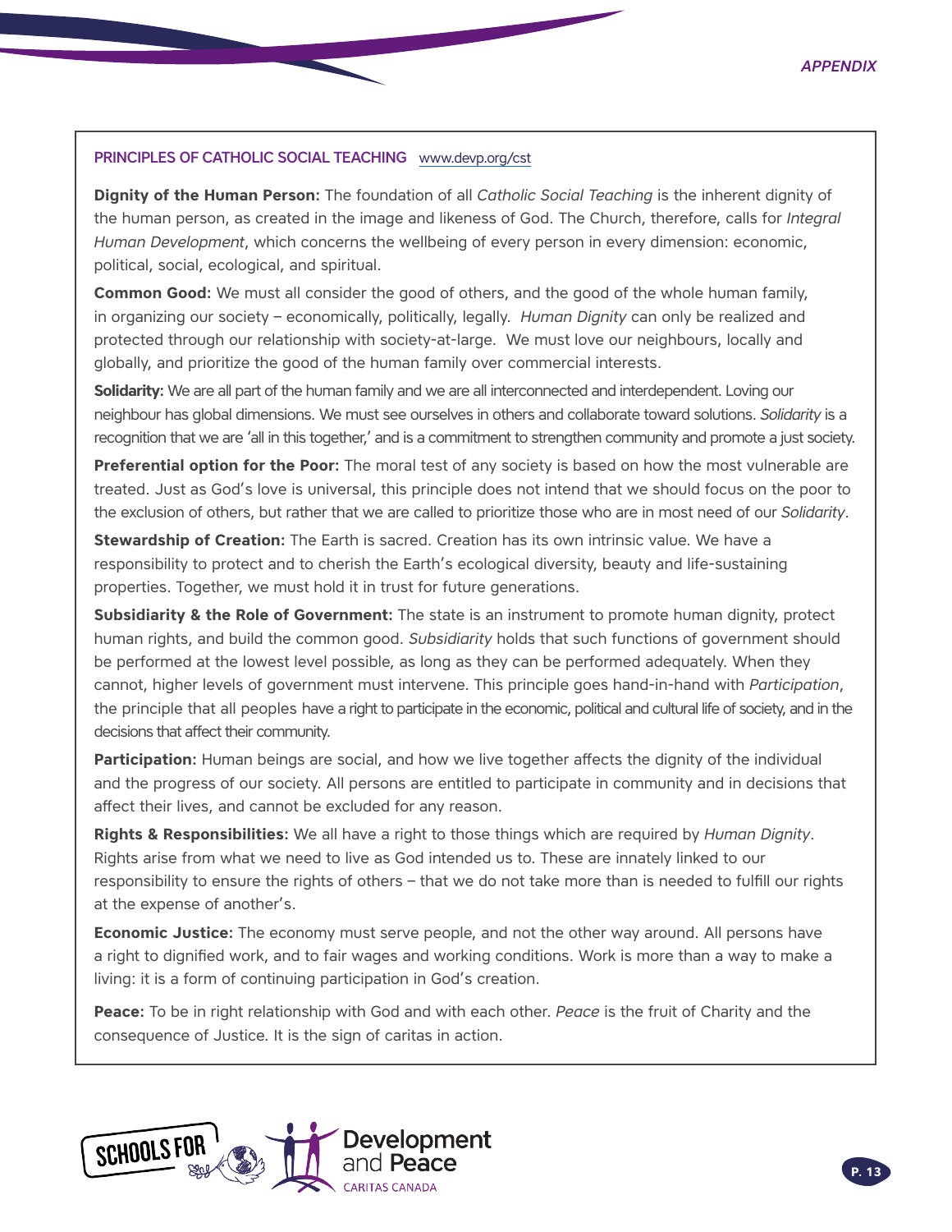## PRINCIPLES OF CATHOLIC SOCIAL TEACHING www.devp.org/cst

**Dignity of the Human Person:** The foundation of all *Catholic Social Teaching* is the inherent dignity of the human person, as created in the image and likeness of God. The Church, therefore, calls for *Integral Human Development*, which concerns the wellbeing of every person in every dimension: economic, political, social, ecological, and spiritual.

**Common Good:** We must all consider the good of others, and the good of the whole human family, in organizing our society – economically, politically, legally. *Human Dignity* can only be realized and protected through our relationship with society-at-large. We must love our neighbours, locally and globally, and prioritize the good of the human family over commercial interests.

**Solidarity:** We are all part of the human family and we are all interconnected and interdependent. Loving our neighbour has global dimensions. We must see ourselves in others and collaborate toward solutions. *Solidarity* is a recognition that we are 'all in this together,' and is a commitment to strengthen community and promote a just society.

**Preferential option for the Poor:** The moral test of any society is based on how the most vulnerable are treated. Just as God's love is universal, this principle does not intend that we should focus on the poor to the exclusion of others, but rather that we are called to prioritize those who are in most need of our *Solidarity*.

**Stewardship of Creation:** The Earth is sacred. Creation has its own intrinsic value. We have a responsibility to protect and to cherish the Earth's ecological diversity, beauty and life-sustaining properties. Together, we must hold it in trust for future generations.

**Subsidiarity & the Role of Government:** The state is an instrument to promote human dignity, protect human rights, and build the common good. *Subsidiarity* holds that such functions of government should be performed at the lowest level possible, as long as they can be performed adequately. When they cannot, higher levels of government must intervene. This principle goes hand-in-hand with *Participation*, the principle that all peoples have a right to participate in the economic, political and cultural life of society, and in the decisions that affect their community.

**Participation:** Human beings are social, and how we live together affects the dignity of the individual and the progress of our society. All persons are entitled to participate in community and in decisions that affect their lives, and cannot be excluded for any reason.

**Rights & Responsibilities:** We all have a right to those things which are required by *Human Dignity*. Rights arise from what we need to live as God intended us to. These are innately linked to our responsibility to ensure the rights of others – that we do not take more than is needed to fulfill our rights at the expense of another's.

**Economic Justice:** The economy must serve people, and not the other way around. All persons have a right to dignified work, and to fair wages and working conditions. Work is more than a way to make a living: it is a form of continuing participation in God's creation.

**Peace:** To be in right relationship with God and with each other. *Peace* is the fruit of Charity and the consequence of Justice. It is the sign of caritas in action.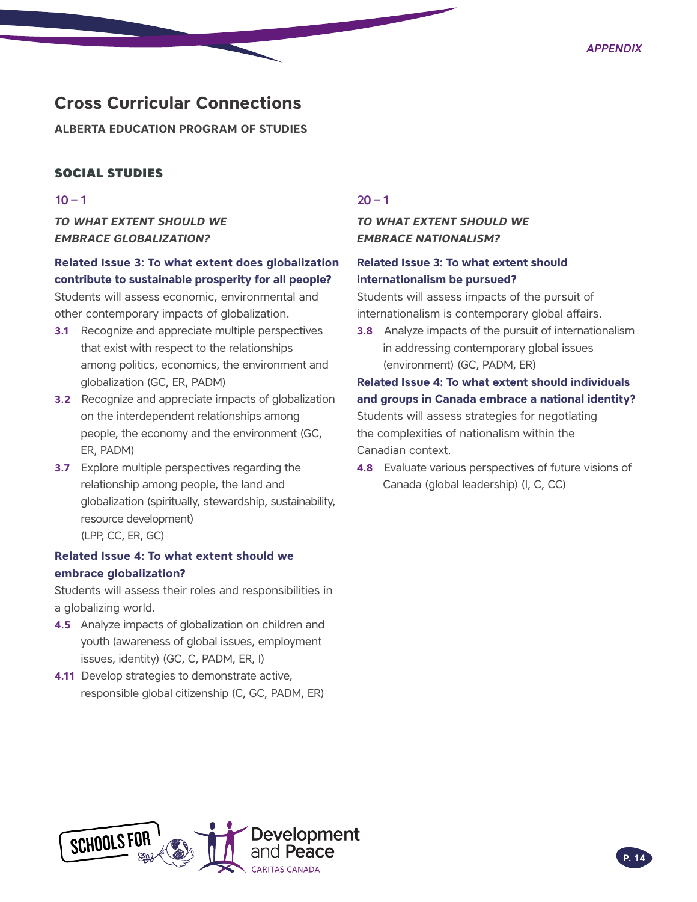# Cross Curricular Connections

**ALBERTA EDUCATION PROGRAM OF STUDIES**

## SOCIAL STUDIES

### 10 – 1

***TO WHAT EXTENT SHOULD WE EMBRACE GLOBALIZATION?***

**Related Issue 3: To what extent does globalization contribute to sustainable prosperity for all people?**

Students will assess economic, environmental and other contemporary impacts of globalization.

**3.1** Recognize and appreciate multiple perspectives that exist with respect to the relationships among politics, economics, the environment and globalization (GC, ER, PADM)

**3.2** Recognize and appreciate impacts of globalization on the interdependent relationships among people, the economy and the environment (GC, ER, PADM)

**3.7** Explore multiple perspectives regarding the relationship among people, the land and globalization (spiritually, stewardship, sustainability, resource development) (LPP, CC, ER, GC)

**Related Issue 4: To what extent should we embrace globalization?**

Students will assess their roles and responsibilities in a globalizing world.

**4.5** Analyze impacts of globalization on children and youth (awareness of global issues, employment issues, identity) (GC, C, PADM, ER, I)

**4.11** Develop strategies to demonstrate active, responsible global citizenship (C, GC, PADM, ER)

### 20 – 1

***TO WHAT EXTENT SHOULD WE EMBRACE NATIONALISM?***

**Related Issue 3: To what extent should internationalism be pursued?**

Students will assess impacts of the pursuit of internationalism is contemporary global affairs.

**3.8** Analyze impacts of the pursuit of internationalism in addressing contemporary global issues (environment) (GC, PADM, ER)

**Related Issue 4: To what extent should individuals and groups in Canada embrace a national identity?**

Students will assess strategies for negotiating the complexities of nationalism within the Canadian context.

**4.8** Evaluate various perspectives of future visions of Canada (global leadership) (I, C, CC)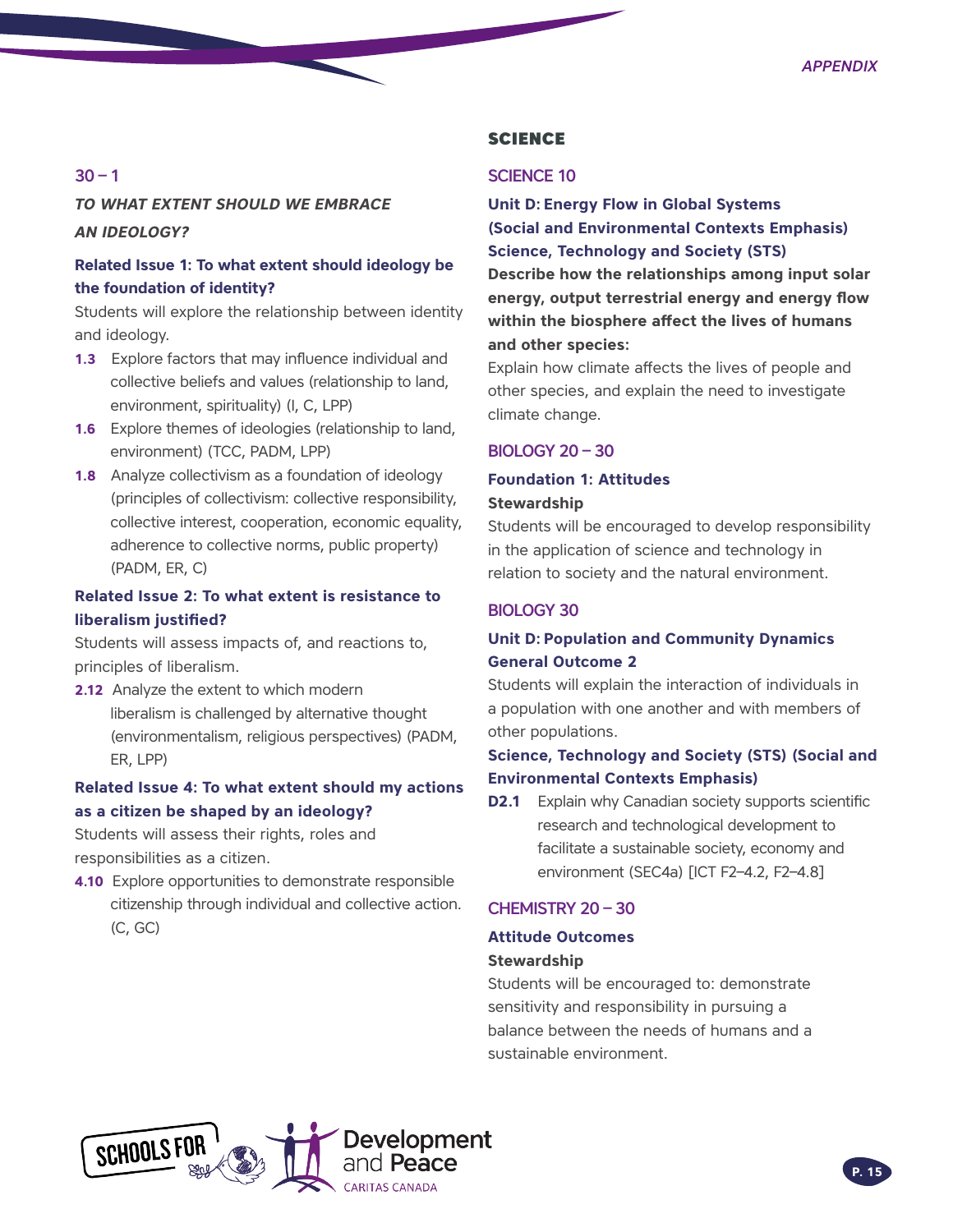### 30 – 1

***TO WHAT EXTENT SHOULD WE EMBRACE AN IDEOLOGY?***

**Related Issue 1: To what extent should ideology be the foundation of identity?**

Students will explore the relationship between identity and ideology.

- **1.3** Explore factors that may influence individual and collective beliefs and values (relationship to land, environment, spirituality) (I, C, LPP)
- **1.6** Explore themes of ideologies (relationship to land, environment) (TCC, PADM, LPP)
- **1.8** Analyze collectivism as a foundation of ideology (principles of collectivism: collective responsibility, collective interest, cooperation, economic equality, adherence to collective norms, public property) (PADM, ER, C)

**Related Issue 2: To what extent is resistance to liberalism justified?**

Students will assess impacts of, and reactions to, principles of liberalism.

- **2.12** Analyze the extent to which modern liberalism is challenged by alternative thought (environmentalism, religious perspectives) (PADM, ER, LPP)

**Related Issue 4: To what extent should my actions as a citizen be shaped by an ideology?**

Students will assess their rights, roles and responsibilities as a citizen.

- **4.10** Explore opportunities to demonstrate responsible citizenship through individual and collective action. (C, GC)

## SCIENCE

### SCIENCE 10

**Unit D: Energy Flow in Global Systems (Social and Environmental Contexts Emphasis) Science, Technology and Society (STS)**
**Describe how the relationships among input solar energy, output terrestrial energy and energy flow within the biosphere affect the lives of humans and other species:**

Explain how climate affects the lives of people and other species, and explain the need to investigate climate change.

### BIOLOGY 20 – 30

**Foundation 1: Attitudes**

**Stewardship**

Students will be encouraged to develop responsibility in the application of science and technology in relation to society and the natural environment.

### BIOLOGY 30

**Unit D: Population and Community Dynamics General Outcome 2**

Students will explain the interaction of individuals in a population with one another and with members of other populations.

**Science, Technology and Society (STS) (Social and Environmental Contexts Emphasis)**

- **D2.1** Explain why Canadian society supports scientific research and technological development to facilitate a sustainable society, economy and environment (SEC4a) [ICT F2–4.2, F2–4.8]

### CHEMISTRY 20 – 30

**Attitude Outcomes**

**Stewardship**

Students will be encouraged to: demonstrate sensitivity and responsibility in pursuing a balance between the needs of humans and a sustainable environment.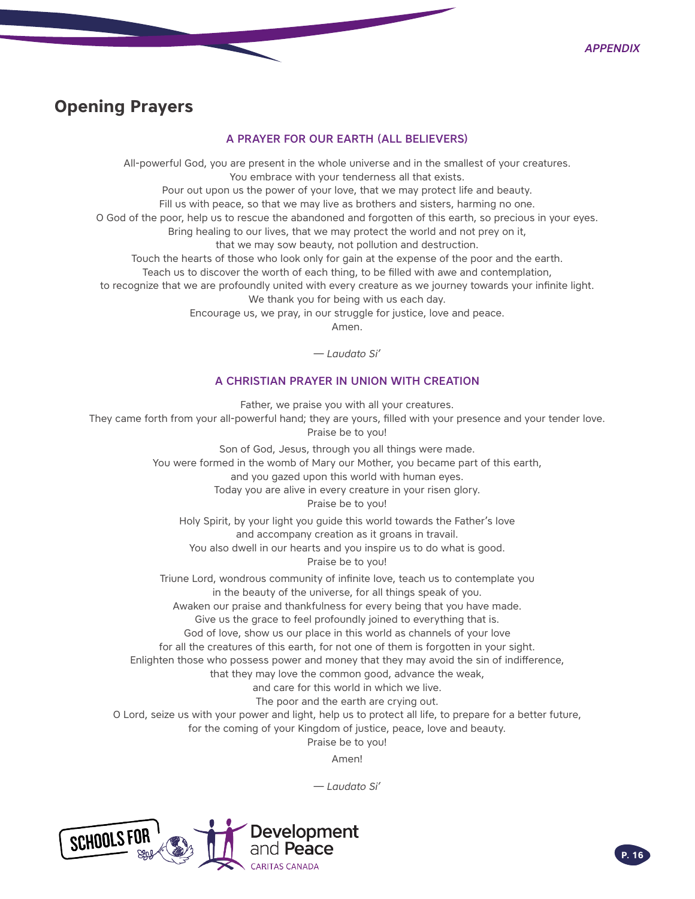## Opening Prayers

### A PRAYER FOR OUR EARTH (ALL BELIEVERS)

All-powerful God, you are present in the whole universe and in the smallest of your creatures.
You embrace with your tenderness all that exists.
Pour out upon us the power of your love, that we may protect life and beauty.
Fill us with peace, so that we may live as brothers and sisters, harming no one.
O God of the poor, help us to rescue the abandoned and forgotten of this earth, so precious in your eyes.
Bring healing to our lives, that we may protect the world and not prey on it,
that we may sow beauty, not pollution and destruction.
Touch the hearts of those who look only for gain at the expense of the poor and the earth.
Teach us to discover the worth of each thing, to be filled with awe and contemplation,
to recognize that we are profoundly united with every creature as we journey towards your infinite light.
We thank you for being with us each day.
Encourage us, we pray, in our struggle for justice, love and peace.
Amen.

*— Laudato Si'*

### A CHRISTIAN PRAYER IN UNION WITH CREATION

Father, we praise you with all your creatures.
They came forth from your all-powerful hand; they are yours, filled with your presence and your tender love.
Praise be to you!

Son of God, Jesus, through you all things were made.
You were formed in the womb of Mary our Mother, you became part of this earth,
and you gazed upon this world with human eyes.
Today you are alive in every creature in your risen glory.
Praise be to you!

Holy Spirit, by your light you guide this world towards the Father's love
and accompany creation as it groans in travail.
You also dwell in our hearts and you inspire us to do what is good.
Praise be to you!

Triune Lord, wondrous community of infinite love, teach us to contemplate you
in the beauty of the universe, for all things speak of you.
Awaken our praise and thankfulness for every being that you have made.
Give us the grace to feel profoundly joined to everything that is.
God of love, show us our place in this world as channels of your love
for all the creatures of this earth, for not one of them is forgotten in your sight.
Enlighten those who possess power and money that they may avoid the sin of indifference,
that they may love the common good, advance the weak,
and care for this world in which we live.
The poor and the earth are crying out.
O Lord, seize us with your power and light, help us to protect all life, to prepare for a better future,
for the coming of your Kingdom of justice, peace, love and beauty.
Praise be to you!

Amen!

*— Laudato Si'*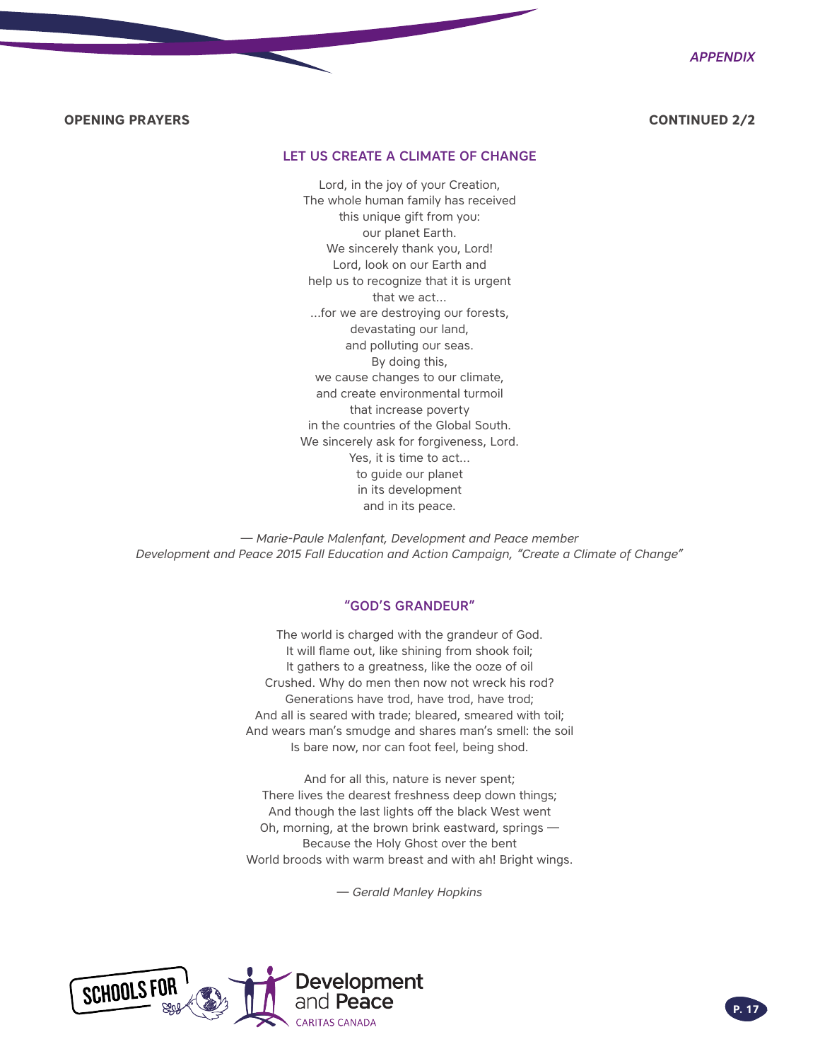**OPENING PRAYERS** **CONTINUED 2/2**

## LET US CREATE A CLIMATE OF CHANGE

Lord, in the joy of your Creation,
The whole human family has received
this unique gift from you:
our planet Earth.
We sincerely thank you, Lord!
Lord, look on our Earth and
help us to recognize that it is urgent
that we act...
...for we are destroying our forests,
devastating our land,
and polluting our seas.
By doing this,
we cause changes to our climate,
and create environmental turmoil
that increase poverty
in the countries of the Global South.
We sincerely ask for forgiveness, Lord.
Yes, it is time to act...
to guide our planet
in its development
and in its peace.

*— Marie-Paule Malenfant, Development and Peace member*
*Development and Peace 2015 Fall Education and Action Campaign, "Create a Climate of Change"*

## "GOD'S GRANDEUR"

The world is charged with the grandeur of God.
It will flame out, like shining from shook foil;
It gathers to a greatness, like the ooze of oil
Crushed. Why do men then now not wreck his rod?
Generations have trod, have trod, have trod;
And all is seared with trade; bleared, smeared with toil;
And wears man's smudge and shares man's smell: the soil
Is bare now, nor can foot feel, being shod.

And for all this, nature is never spent;
There lives the dearest freshness deep down things;
And though the last lights off the black West went
Oh, morning, at the brown brink eastward, springs —
Because the Holy Ghost over the bent
World broods with warm breast and with ah! Bright wings.

*— Gerald Manley Hopkins*